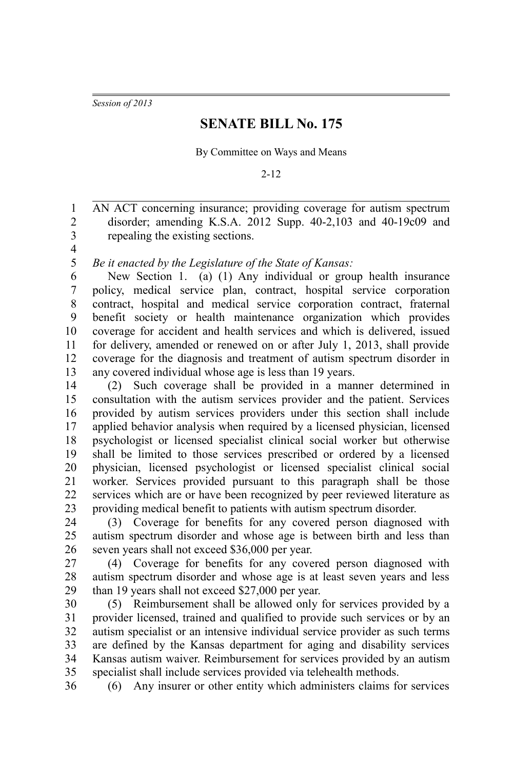*Session of 2013*

# SENATE BILL No. 175

By Committee on Ways and Means

2-12

AN ACT concerning insurance; providing coverage for autism spectrum disorder; amending K.S.A. 2012 Supp. 40-2,103 and 40-19c09 and repealing the existing sections.

*Be it enacted by the Legislature of the State of Kansas:*

New Section 1. (a) (1) Any individual or group health insurance policy, medical service plan, contract, hospital service corporation contract, hospital and medical service corporation contract, fraternal benefit society or health maintenance organization which provides coverage for accident and health services and which is delivered, issued for delivery, amended or renewed on or after July 1, 2013, shall provide coverage for the diagnosis and treatment of autism spectrum disorder in any covered individual whose age is less than 19 years.

(2) Such coverage shall be provided in a manner determined in consultation with the autism services provider and the patient. Services provided by autism services providers under this section shall include applied behavior analysis when required by a licensed physician, licensed psychologist or licensed specialist clinical social worker but otherwise shall be limited to those services prescribed or ordered by a licensed physician, licensed psychologist or licensed specialist clinical social worker. Services provided pursuant to this paragraph shall be those services which are or have been recognized by peer reviewed literature as providing medical benefit to patients with autism spectrum disorder.

(3) Coverage for benefits for any covered person diagnosed with autism spectrum disorder and whose age is between birth and less than seven years shall not exceed $36,000 per year.

(4) Coverage for benefits for any covered person diagnosed with autism spectrum disorder and whose age is at least seven years and less than 19 years shall not exceed $27,000 per year.

(5) Reimbursement shall be allowed only for services provided by a provider licensed, trained and qualified to provide such services or by an autism specialist or an intensive individual service provider as such terms are defined by the Kansas department for aging and disability services Kansas autism waiver. Reimbursement for services provided by an autism specialist shall include services provided via telehealth methods.

(6) Any insurer or other entity which administers claims for services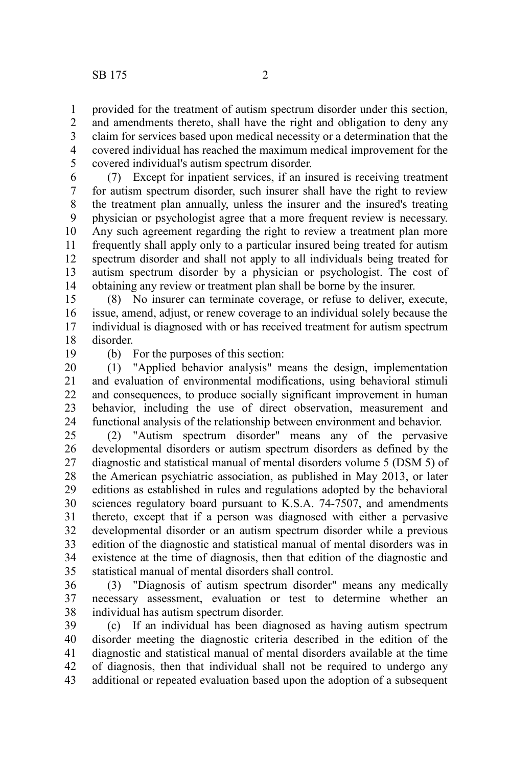provided for the treatment of autism spectrum disorder under this section, and amendments thereto, shall have the right and obligation to deny any claim for services based upon medical necessity or a determination that the covered individual has reached the maximum medical improvement for the covered individual's autism spectrum disorder.

(7) Except for inpatient services, if an insured is receiving treatment for autism spectrum disorder, such insurer shall have the right to review the treatment plan annually, unless the insurer and the insured's treating physician or psychologist agree that a more frequent review is necessary. Any such agreement regarding the right to review a treatment plan more frequently shall apply only to a particular insured being treated for autism spectrum disorder and shall not apply to all individuals being treated for autism spectrum disorder by a physician or psychologist. The cost of obtaining any review or treatment plan shall be borne by the insurer.

(8) No insurer can terminate coverage, or refuse to deliver, execute, issue, amend, adjust, or renew coverage to an individual solely because the individual is diagnosed with or has received treatment for autism spectrum disorder.

(b) For the purposes of this section:

(1) "Applied behavior analysis" means the design, implementation and evaluation of environmental modifications, using behavioral stimuli and consequences, to produce socially significant improvement in human behavior, including the use of direct observation, measurement and functional analysis of the relationship between environment and behavior.

(2) "Autism spectrum disorder" means any of the pervasive developmental disorders or autism spectrum disorders as defined by the diagnostic and statistical manual of mental disorders volume 5 (DSM 5) of the American psychiatric association, as published in May 2013, or later editions as established in rules and regulations adopted by the behavioral sciences regulatory board pursuant to K.S.A. 74-7507, and amendments thereto, except that if a person was diagnosed with either a pervasive developmental disorder or an autism spectrum disorder while a previous edition of the diagnostic and statistical manual of mental disorders was in existence at the time of diagnosis, then that edition of the diagnostic and statistical manual of mental disorders shall control.

(3) "Diagnosis of autism spectrum disorder" means any medically necessary assessment, evaluation or test to determine whether an individual has autism spectrum disorder.

(c) If an individual has been diagnosed as having autism spectrum disorder meeting the diagnostic criteria described in the edition of the diagnostic and statistical manual of mental disorders available at the time of diagnosis, then that individual shall not be required to undergo any additional or repeated evaluation based upon the adoption of a subsequent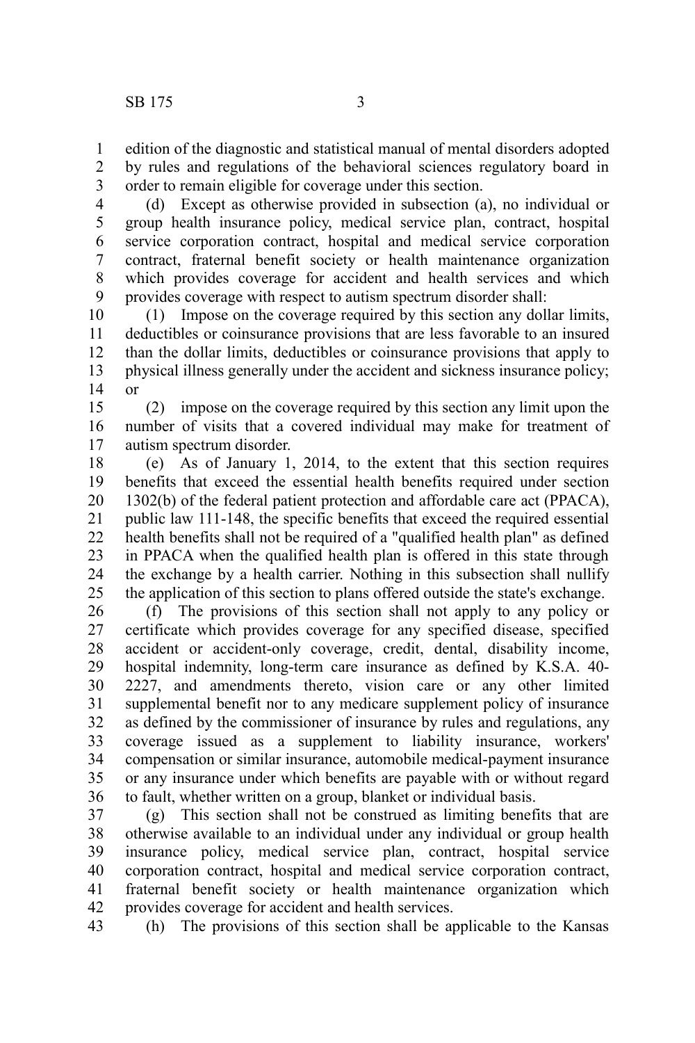edition of the diagnostic and statistical manual of mental disorders adopted by rules and regulations of the behavioral sciences regulatory board in order to remain eligible for coverage under this section.

(d) Except as otherwise provided in subsection (a), no individual or group health insurance policy, medical service plan, contract, hospital service corporation contract, hospital and medical service corporation contract, fraternal benefit society or health maintenance organization which provides coverage for accident and health services and which provides coverage with respect to autism spectrum disorder shall:

(1) Impose on the coverage required by this section any dollar limits, deductibles or coinsurance provisions that are less favorable to an insured than the dollar limits, deductibles or coinsurance provisions that apply to physical illness generally under the accident and sickness insurance policy; or

(2) impose on the coverage required by this section any limit upon the number of visits that a covered individual may make for treatment of autism spectrum disorder.

(e) As of January 1, 2014, to the extent that this section requires benefits that exceed the essential health benefits required under section 1302(b) of the federal patient protection and affordable care act (PPACA), public law 111-148, the specific benefits that exceed the required essential health benefits shall not be required of a "qualified health plan" as defined in PPACA when the qualified health plan is offered in this state through the exchange by a health carrier. Nothing in this subsection shall nullify the application of this section to plans offered outside the state's exchange.

(f) The provisions of this section shall not apply to any policy or certificate which provides coverage for any specified disease, specified accident or accident-only coverage, credit, dental, disability income, hospital indemnity, long-term care insurance as defined by K.S.A. 40-2227, and amendments thereto, vision care or any other limited supplemental benefit nor to any medicare supplement policy of insurance as defined by the commissioner of insurance by rules and regulations, any coverage issued as a supplement to liability insurance, workers' compensation or similar insurance, automobile medical-payment insurance or any insurance under which benefits are payable with or without regard to fault, whether written on a group, blanket or individual basis.

(g) This section shall not be construed as limiting benefits that are otherwise available to an individual under any individual or group health insurance policy, medical service plan, contract, hospital service corporation contract, hospital and medical service corporation contract, fraternal benefit society or health maintenance organization which provides coverage for accident and health services.

(h) The provisions of this section shall be applicable to the Kansas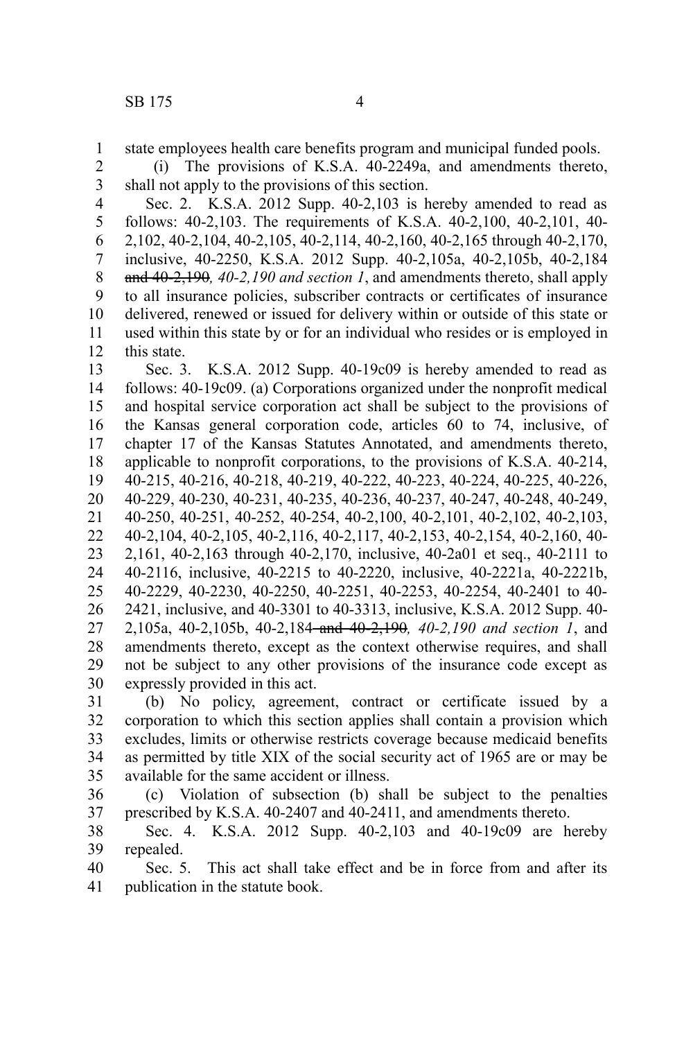state employees health care benefits program and municipal funded pools.

(i) The provisions of K.S.A. 40-2249a, and amendments thereto, shall not apply to the provisions of this section.

Sec. 2. K.S.A. 2012 Supp. 40-2,103 is hereby amended to read as follows: 40-2,103. The requirements of K.S.A. 40-2,100, 40-2,101, 40-2,102, 40-2,104, 40-2,105, 40-2,114, 40-2,160, 40-2,165 through 40-2,170, inclusive, 40-2250, K.S.A. 2012 Supp. 40-2,105a, 40-2,105b, 40-2,184 ~~and 40-2,190~~*, 40-2,190 and section 1*, and amendments thereto, shall apply to all insurance policies, subscriber contracts or certificates of insurance delivered, renewed or issued for delivery within or outside of this state or used within this state by or for an individual who resides or is employed in this state.

Sec. 3. K.S.A. 2012 Supp. 40-19c09 is hereby amended to read as follows: 40-19c09. (a) Corporations organized under the nonprofit medical and hospital service corporation act shall be subject to the provisions of the Kansas general corporation code, articles 60 to 74, inclusive, of chapter 17 of the Kansas Statutes Annotated, and amendments thereto, applicable to nonprofit corporations, to the provisions of K.S.A. 40-214, 40-215, 40-216, 40-218, 40-219, 40-222, 40-223, 40-224, 40-225, 40-226, 40-229, 40-230, 40-231, 40-235, 40-236, 40-237, 40-247, 40-248, 40-249, 40-250, 40-251, 40-252, 40-254, 40-2,100, 40-2,101, 40-2,102, 40-2,103, 40-2,104, 40-2,105, 40-2,116, 40-2,117, 40-2,153, 40-2,154, 40-2,160, 40-2,161, 40-2,163 through 40-2,170, inclusive, 40-2a01 et seq., 40-2111 to 40-2116, inclusive, 40-2215 to 40-2220, inclusive, 40-2221a, 40-2221b, 40-2229, 40-2230, 40-2250, 40-2251, 40-2253, 40-2254, 40-2401 to 40-2421, inclusive, and 40-3301 to 40-3313, inclusive, K.S.A. 2012 Supp. 40-2,105a, 40-2,105b, 40-2,184 ~~and 40-2,190~~*, 40-2,190 and section 1*, and amendments thereto, except as the context otherwise requires, and shall not be subject to any other provisions of the insurance code except as expressly provided in this act.

(b) No policy, agreement, contract or certificate issued by a corporation to which this section applies shall contain a provision which excludes, limits or otherwise restricts coverage because medicaid benefits as permitted by title XIX of the social security act of 1965 are or may be available for the same accident or illness.

(c) Violation of subsection (b) shall be subject to the penalties prescribed by K.S.A. 40-2407 and 40-2411, and amendments thereto.

Sec. 4. K.S.A. 2012 Supp. 40-2,103 and 40-19c09 are hereby repealed.

Sec. 5. This act shall take effect and be in force from and after its publication in the statute book.